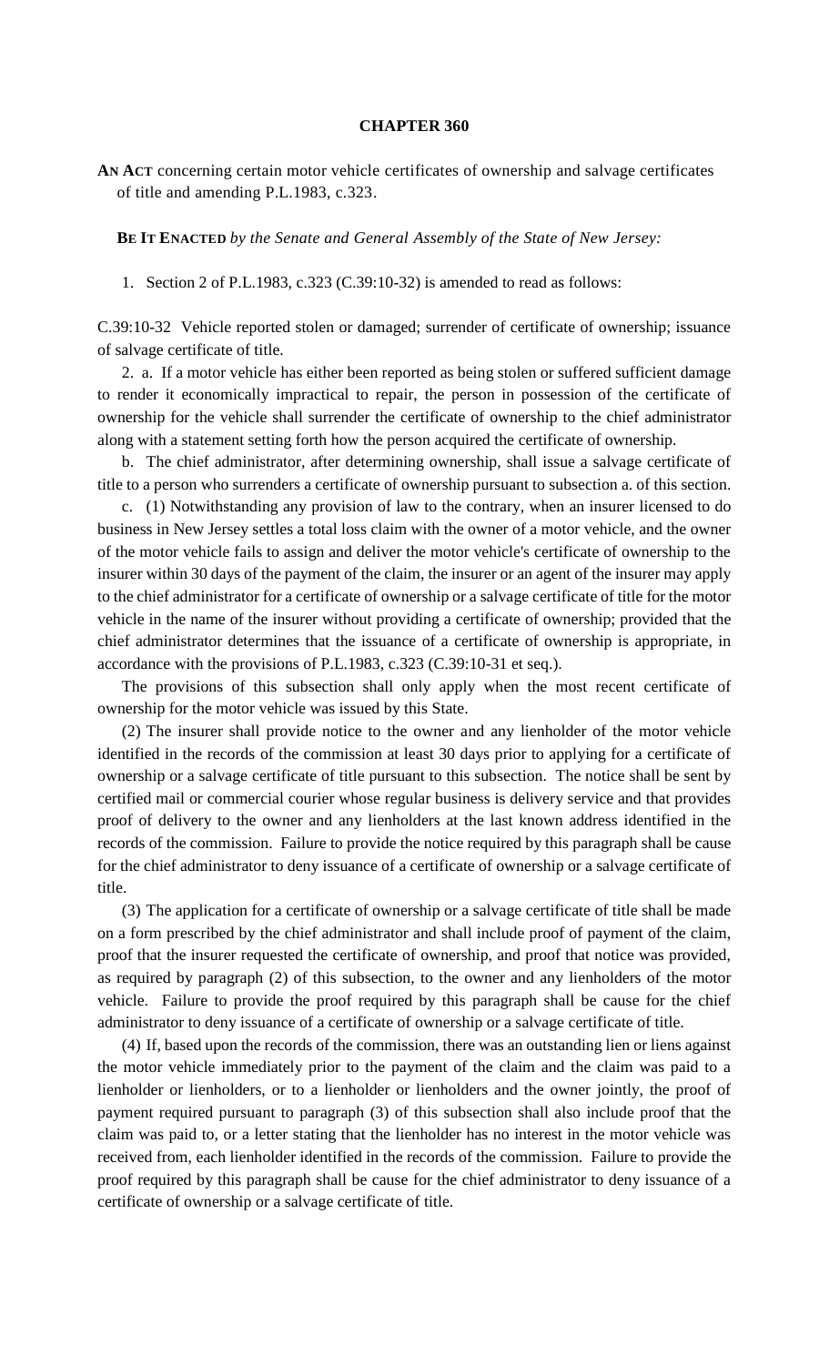# CHAPTER 360

**AN ACT** concerning certain motor vehicle certificates of ownership and salvage certificates of title and amending P.L.1983, c.323.

**BE IT ENACTED** *by the Senate and General Assembly of the State of New Jersey:*

1. Section 2 of P.L.1983, c.323 (C.39:10-32) is amended to read as follows:

C.39:10-32 Vehicle reported stolen or damaged; surrender of certificate of ownership; issuance of salvage certificate of title.

2. a. If a motor vehicle has either been reported as being stolen or suffered sufficient damage to render it economically impractical to repair, the person in possession of the certificate of ownership for the vehicle shall surrender the certificate of ownership to the chief administrator along with a statement setting forth how the person acquired the certificate of ownership.

b. The chief administrator, after determining ownership, shall issue a salvage certificate of title to a person who surrenders a certificate of ownership pursuant to subsection a. of this section.

c. (1) Notwithstanding any provision of law to the contrary, when an insurer licensed to do business in New Jersey settles a total loss claim with the owner of a motor vehicle, and the owner of the motor vehicle fails to assign and deliver the motor vehicle's certificate of ownership to the insurer within 30 days of the payment of the claim, the insurer or an agent of the insurer may apply to the chief administrator for a certificate of ownership or a salvage certificate of title for the motor vehicle in the name of the insurer without providing a certificate of ownership; provided that the chief administrator determines that the issuance of a certificate of ownership is appropriate, in accordance with the provisions of P.L.1983, c.323 (C.39:10-31 et seq.).

The provisions of this subsection shall only apply when the most recent certificate of ownership for the motor vehicle was issued by this State.

(2) The insurer shall provide notice to the owner and any lienholder of the motor vehicle identified in the records of the commission at least 30 days prior to applying for a certificate of ownership or a salvage certificate of title pursuant to this subsection. The notice shall be sent by certified mail or commercial courier whose regular business is delivery service and that provides proof of delivery to the owner and any lienholders at the last known address identified in the records of the commission. Failure to provide the notice required by this paragraph shall be cause for the chief administrator to deny issuance of a certificate of ownership or a salvage certificate of title.

(3) The application for a certificate of ownership or a salvage certificate of title shall be made on a form prescribed by the chief administrator and shall include proof of payment of the claim, proof that the insurer requested the certificate of ownership, and proof that notice was provided, as required by paragraph (2) of this subsection, to the owner and any lienholders of the motor vehicle. Failure to provide the proof required by this paragraph shall be cause for the chief administrator to deny issuance of a certificate of ownership or a salvage certificate of title.

(4) If, based upon the records of the commission, there was an outstanding lien or liens against the motor vehicle immediately prior to the payment of the claim and the claim was paid to a lienholder or lienholders, or to a lienholder or lienholders and the owner jointly, the proof of payment required pursuant to paragraph (3) of this subsection shall also include proof that the claim was paid to, or a letter stating that the lienholder has no interest in the motor vehicle was received from, each lienholder identified in the records of the commission. Failure to provide the proof required by this paragraph shall be cause for the chief administrator to deny issuance of a certificate of ownership or a salvage certificate of title.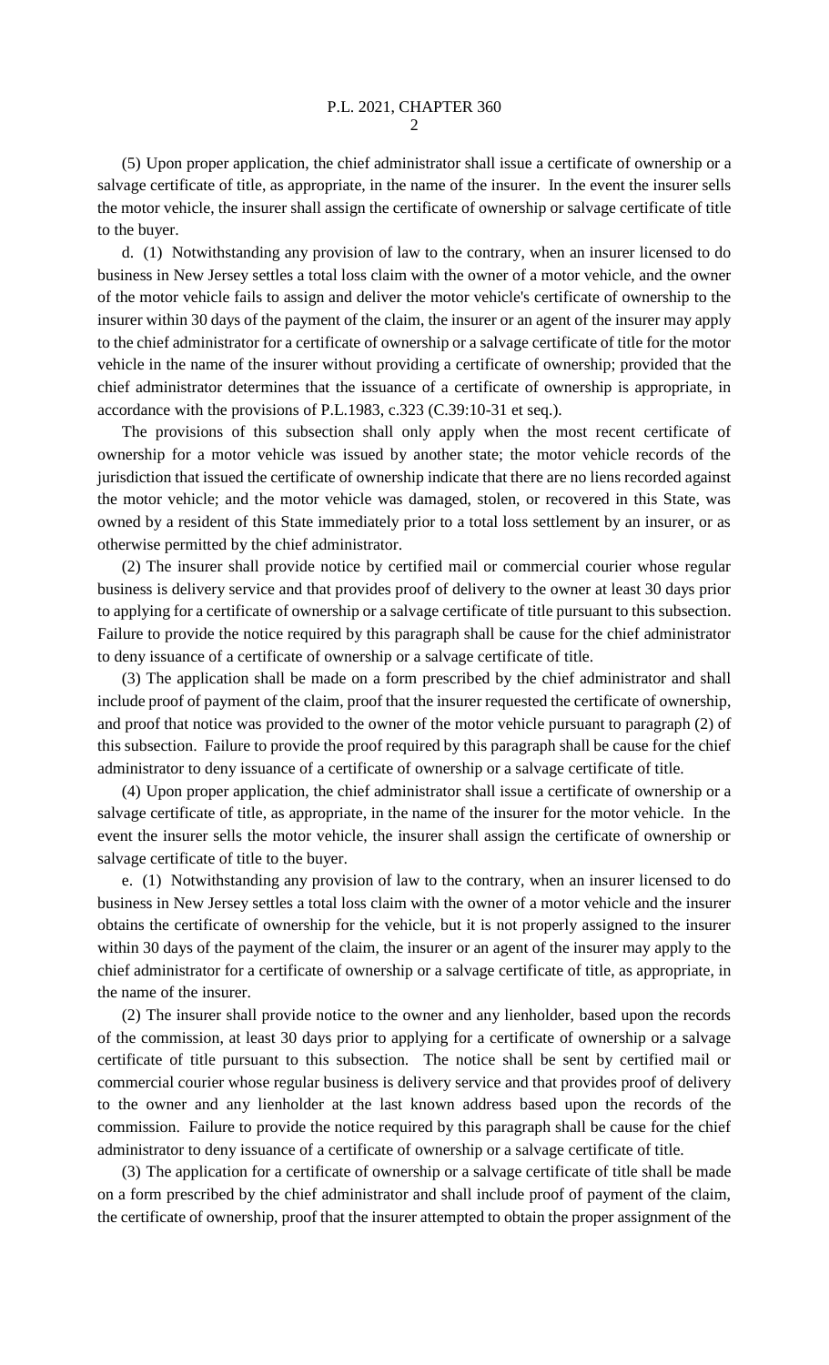(5) Upon proper application, the chief administrator shall issue a certificate of ownership or a salvage certificate of title, as appropriate, in the name of the insurer. In the event the insurer sells the motor vehicle, the insurer shall assign the certificate of ownership or salvage certificate of title to the buyer.

d. (1) Notwithstanding any provision of law to the contrary, when an insurer licensed to do business in New Jersey settles a total loss claim with the owner of a motor vehicle, and the owner of the motor vehicle fails to assign and deliver the motor vehicle's certificate of ownership to the insurer within 30 days of the payment of the claim, the insurer or an agent of the insurer may apply to the chief administrator for a certificate of ownership or a salvage certificate of title for the motor vehicle in the name of the insurer without providing a certificate of ownership; provided that the chief administrator determines that the issuance of a certificate of ownership is appropriate, in accordance with the provisions of P.L.1983, c.323 (C.39:10-31 et seq.).

The provisions of this subsection shall only apply when the most recent certificate of ownership for a motor vehicle was issued by another state; the motor vehicle records of the jurisdiction that issued the certificate of ownership indicate that there are no liens recorded against the motor vehicle; and the motor vehicle was damaged, stolen, or recovered in this State, was owned by a resident of this State immediately prior to a total loss settlement by an insurer, or as otherwise permitted by the chief administrator.

(2) The insurer shall provide notice by certified mail or commercial courier whose regular business is delivery service and that provides proof of delivery to the owner at least 30 days prior to applying for a certificate of ownership or a salvage certificate of title pursuant to this subsection. Failure to provide the notice required by this paragraph shall be cause for the chief administrator to deny issuance of a certificate of ownership or a salvage certificate of title.

(3) The application shall be made on a form prescribed by the chief administrator and shall include proof of payment of the claim, proof that the insurer requested the certificate of ownership, and proof that notice was provided to the owner of the motor vehicle pursuant to paragraph (2) of this subsection. Failure to provide the proof required by this paragraph shall be cause for the chief administrator to deny issuance of a certificate of ownership or a salvage certificate of title.

(4) Upon proper application, the chief administrator shall issue a certificate of ownership or a salvage certificate of title, as appropriate, in the name of the insurer for the motor vehicle. In the event the insurer sells the motor vehicle, the insurer shall assign the certificate of ownership or salvage certificate of title to the buyer.

e. (1) Notwithstanding any provision of law to the contrary, when an insurer licensed to do business in New Jersey settles a total loss claim with the owner of a motor vehicle and the insurer obtains the certificate of ownership for the vehicle, but it is not properly assigned to the insurer within 30 days of the payment of the claim, the insurer or an agent of the insurer may apply to the chief administrator for a certificate of ownership or a salvage certificate of title, as appropriate, in the name of the insurer.

(2) The insurer shall provide notice to the owner and any lienholder, based upon the records of the commission, at least 30 days prior to applying for a certificate of ownership or a salvage certificate of title pursuant to this subsection. The notice shall be sent by certified mail or commercial courier whose regular business is delivery service and that provides proof of delivery to the owner and any lienholder at the last known address based upon the records of the commission. Failure to provide the notice required by this paragraph shall be cause for the chief administrator to deny issuance of a certificate of ownership or a salvage certificate of title.

(3) The application for a certificate of ownership or a salvage certificate of title shall be made on a form prescribed by the chief administrator and shall include proof of payment of the claim, the certificate of ownership, proof that the insurer attempted to obtain the proper assignment of the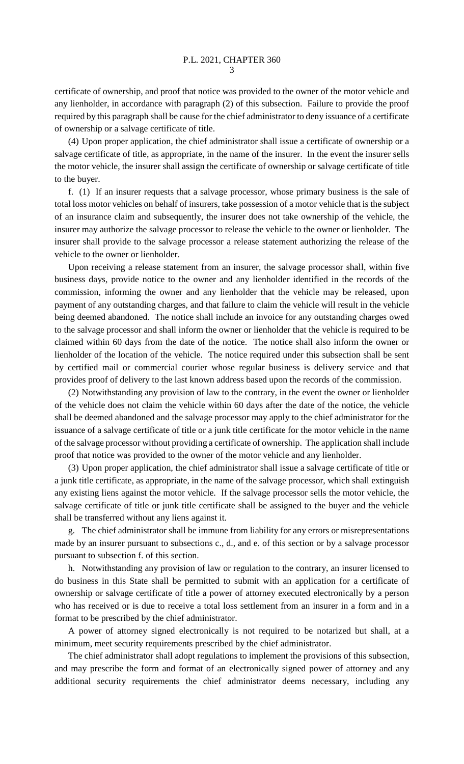certificate of ownership, and proof that notice was provided to the owner of the motor vehicle and any lienholder, in accordance with paragraph (2) of this subsection. Failure to provide the proof required by this paragraph shall be cause for the chief administrator to deny issuance of a certificate of ownership or a salvage certificate of title.

(4) Upon proper application, the chief administrator shall issue a certificate of ownership or a salvage certificate of title, as appropriate, in the name of the insurer. In the event the insurer sells the motor vehicle, the insurer shall assign the certificate of ownership or salvage certificate of title to the buyer.

f. (1) If an insurer requests that a salvage processor, whose primary business is the sale of total loss motor vehicles on behalf of insurers, take possession of a motor vehicle that is the subject of an insurance claim and subsequently, the insurer does not take ownership of the vehicle, the insurer may authorize the salvage processor to release the vehicle to the owner or lienholder. The insurer shall provide to the salvage processor a release statement authorizing the release of the vehicle to the owner or lienholder.

Upon receiving a release statement from an insurer, the salvage processor shall, within five business days, provide notice to the owner and any lienholder identified in the records of the commission, informing the owner and any lienholder that the vehicle may be released, upon payment of any outstanding charges, and that failure to claim the vehicle will result in the vehicle being deemed abandoned. The notice shall include an invoice for any outstanding charges owed to the salvage processor and shall inform the owner or lienholder that the vehicle is required to be claimed within 60 days from the date of the notice. The notice shall also inform the owner or lienholder of the location of the vehicle. The notice required under this subsection shall be sent by certified mail or commercial courier whose regular business is delivery service and that provides proof of delivery to the last known address based upon the records of the commission.

(2) Notwithstanding any provision of law to the contrary, in the event the owner or lienholder of the vehicle does not claim the vehicle within 60 days after the date of the notice, the vehicle shall be deemed abandoned and the salvage processor may apply to the chief administrator for the issuance of a salvage certificate of title or a junk title certificate for the motor vehicle in the name of the salvage processor without providing a certificate of ownership. The application shall include proof that notice was provided to the owner of the motor vehicle and any lienholder.

(3) Upon proper application, the chief administrator shall issue a salvage certificate of title or a junk title certificate, as appropriate, in the name of the salvage processor, which shall extinguish any existing liens against the motor vehicle. If the salvage processor sells the motor vehicle, the salvage certificate of title or junk title certificate shall be assigned to the buyer and the vehicle shall be transferred without any liens against it.

g. The chief administrator shall be immune from liability for any errors or misrepresentations made by an insurer pursuant to subsections c., d., and e. of this section or by a salvage processor pursuant to subsection f. of this section.

h. Notwithstanding any provision of law or regulation to the contrary, an insurer licensed to do business in this State shall be permitted to submit with an application for a certificate of ownership or salvage certificate of title a power of attorney executed electronically by a person who has received or is due to receive a total loss settlement from an insurer in a form and in a format to be prescribed by the chief administrator.

A power of attorney signed electronically is not required to be notarized but shall, at a minimum, meet security requirements prescribed by the chief administrator.

The chief administrator shall adopt regulations to implement the provisions of this subsection, and may prescribe the form and format of an electronically signed power of attorney and any additional security requirements the chief administrator deems necessary, including any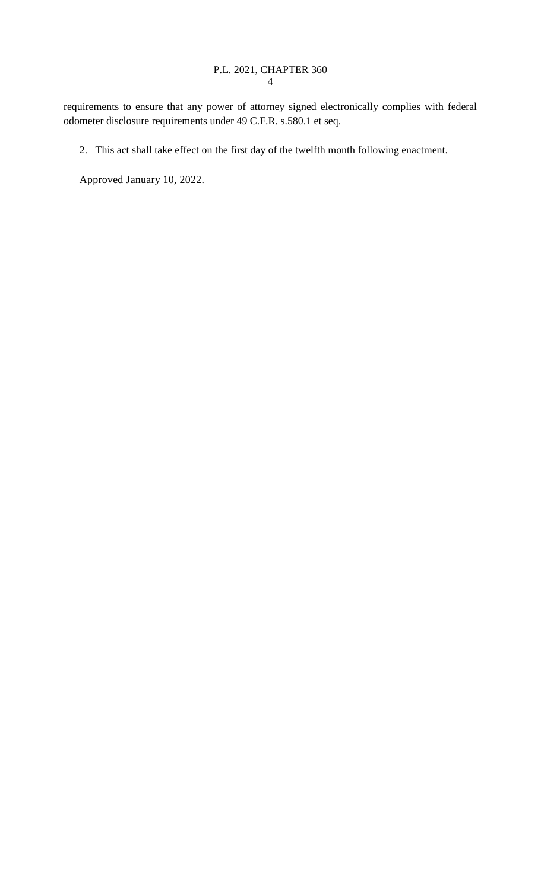requirements to ensure that any power of attorney signed electronically complies with federal odometer disclosure requirements under 49 C.F.R. s.580.1 et seq.

2. This act shall take effect on the first day of the twelfth month following enactment.

Approved January 10, 2022.